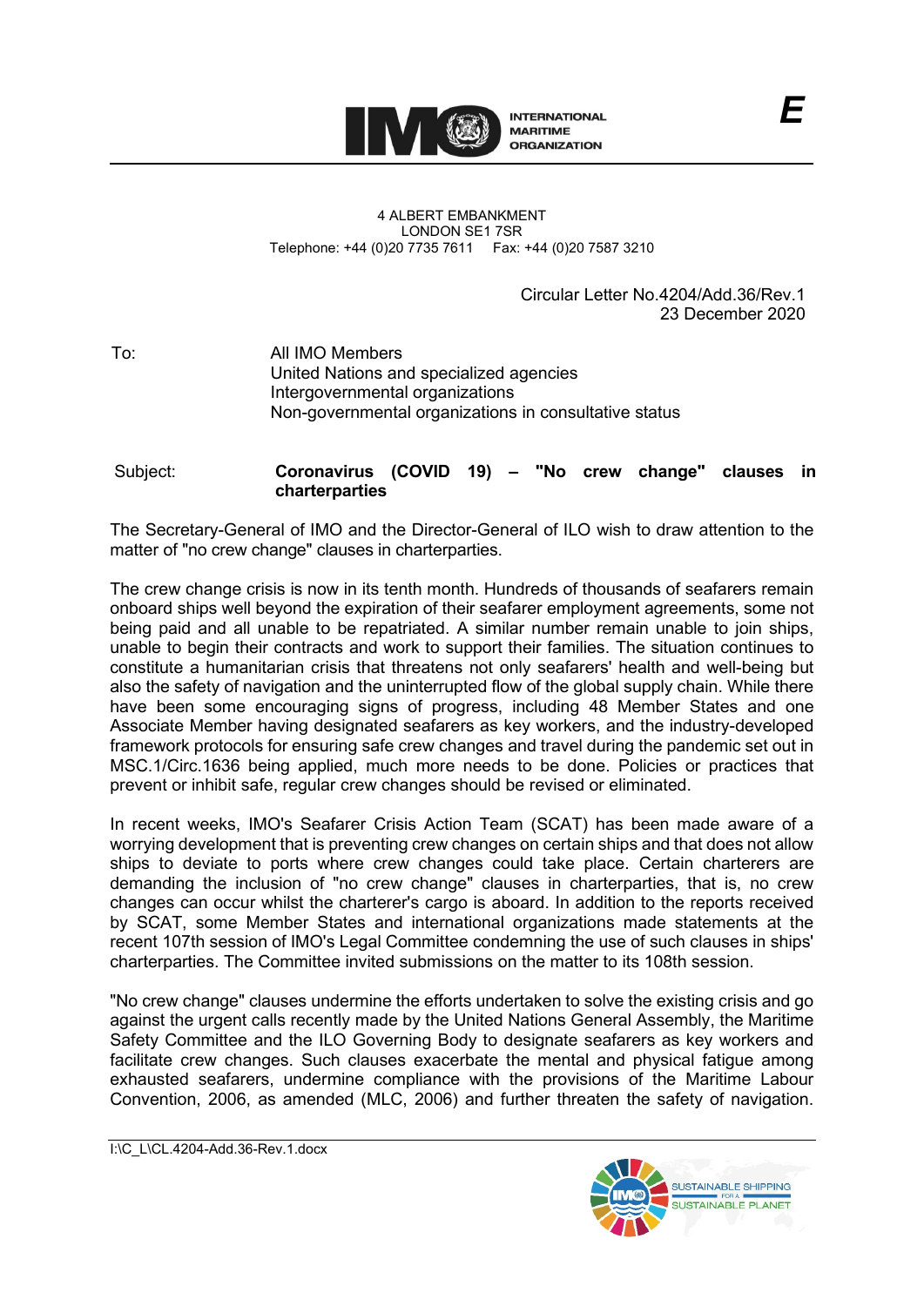INTERNATIONAL MARITIME ORGANIZATION

4 ALBERT EMBANKMENT
LONDON SE1 7SR
Telephone: +44 (0)20 7735 7611 Fax: +44 (0)20 7587 3210

Circular Letter No.4204/Add.36/Rev.1
23 December 2020

To: All IMO Members
United Nations and specialized agencies
Intergovernmental organizations
Non-governmental organizations in consultative status

Subject: **Coronavirus (COVID 19) – "No crew change" clauses in charterparties**

The Secretary-General of IMO and the Director-General of ILO wish to draw attention to the matter of "no crew change" clauses in charterparties.

The crew change crisis is now in its tenth month. Hundreds of thousands of seafarers remain onboard ships well beyond the expiration of their seafarer employment agreements, some not being paid and all unable to be repatriated. A similar number remain unable to join ships, unable to begin their contracts and work to support their families. The situation continues to constitute a humanitarian crisis that threatens not only seafarers' health and well-being but also the safety of navigation and the uninterrupted flow of the global supply chain. While there have been some encouraging signs of progress, including 48 Member States and one Associate Member having designated seafarers as key workers, and the industry-developed framework protocols for ensuring safe crew changes and travel during the pandemic set out in MSC.1/Circ.1636 being applied, much more needs to be done. Policies or practices that prevent or inhibit safe, regular crew changes should be revised or eliminated.

In recent weeks, IMO's Seafarer Crisis Action Team (SCAT) has been made aware of a worrying development that is preventing crew changes on certain ships and that does not allow ships to deviate to ports where crew changes could take place. Certain charterers are demanding the inclusion of "no crew change" clauses in charterparties, that is, no crew changes can occur whilst the charterer's cargo is aboard. In addition to the reports received by SCAT, some Member States and international organizations made statements at the recent 107th session of IMO's Legal Committee condemning the use of such clauses in ships' charterparties. The Committee invited submissions on the matter to its 108th session.

"No crew change" clauses undermine the efforts undertaken to solve the existing crisis and go against the urgent calls recently made by the United Nations General Assembly, the Maritime Safety Committee and the ILO Governing Body to designate seafarers as key workers and facilitate crew changes. Such clauses exacerbate the mental and physical fatigue among exhausted seafarers, undermine compliance with the provisions of the Maritime Labour Convention, 2006, as amended (MLC, 2006) and further threaten the safety of navigation.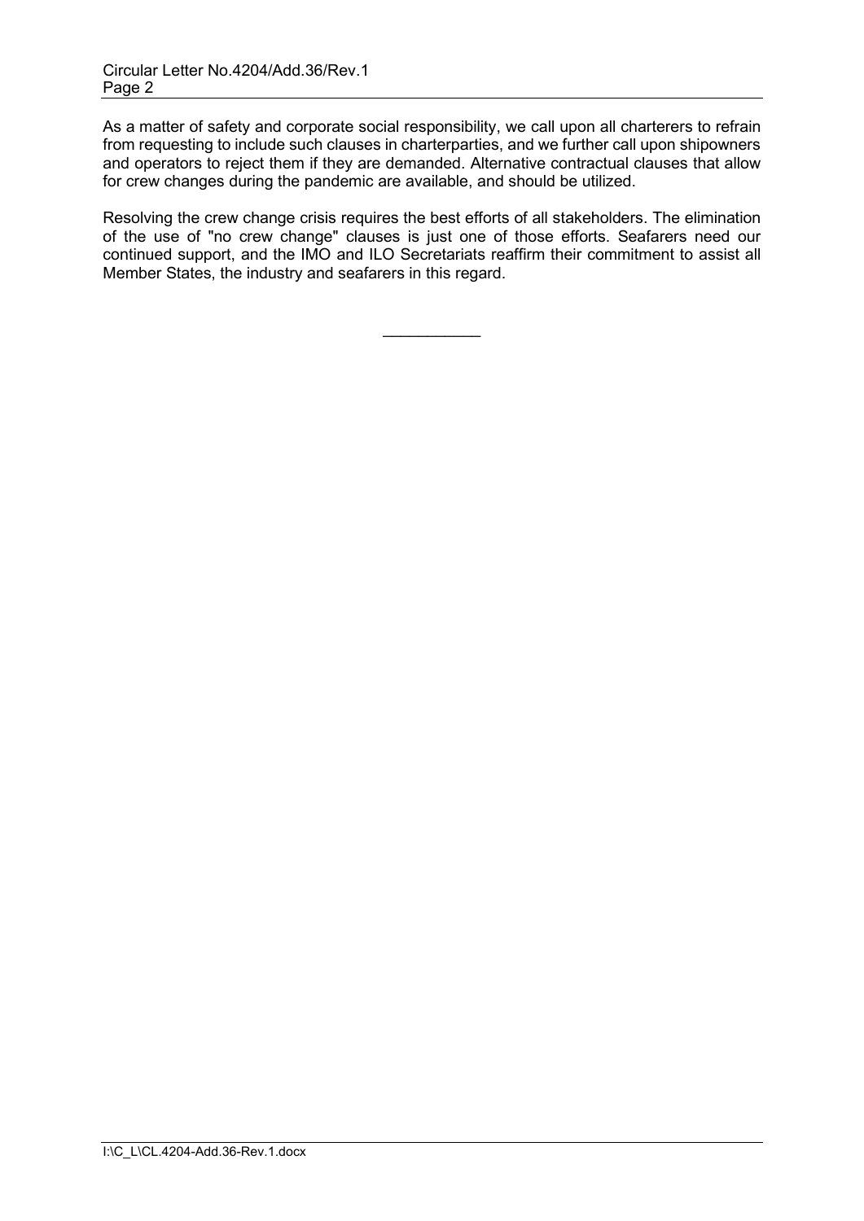As a matter of safety and corporate social responsibility, we call upon all charterers to refrain from requesting to include such clauses in charterparties, and we further call upon shipowners and operators to reject them if they are demanded. Alternative contractual clauses that allow for crew changes during the pandemic are available, and should be utilized.

Resolving the crew change crisis requires the best efforts of all stakeholders. The elimination of the use of "no crew change" clauses is just one of those efforts. Seafarers need our continued support, and the IMO and ILO Secretariats reaffirm their commitment to assist all Member States, the industry and seafarers in this regard.

___________